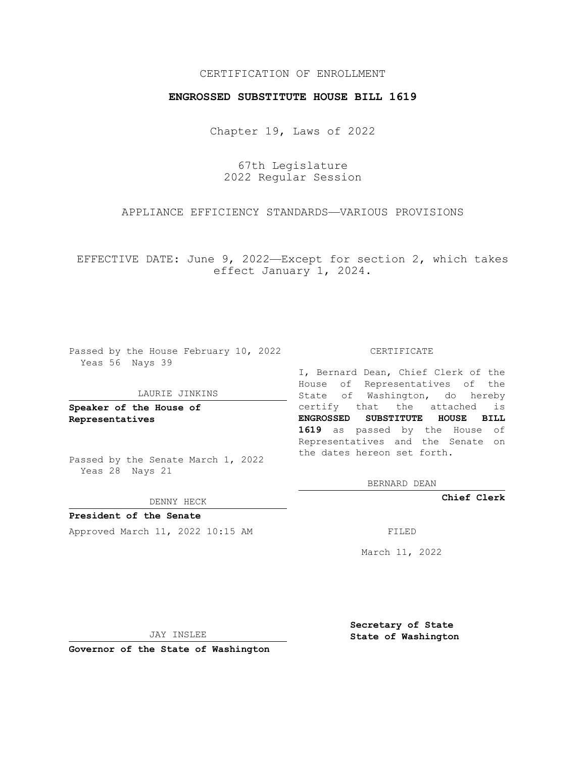CERTIFICATION OF ENROLLMENT

**ENGROSSED SUBSTITUTE HOUSE BILL 1619**

Chapter 19, Laws of 2022

67th Legislature
2022 Regular Session

APPLIANCE EFFICIENCY STANDARDS—VARIOUS PROVISIONS

EFFECTIVE DATE: June 9, 2022—Except for section 2, which takes effect January 1, 2024.

Passed by the House February 10, 2022
Yeas 56 Nays 39

LAURIE JINKINS

**Speaker of the House of Representatives**

Passed by the Senate March 1, 2022
Yeas 28 Nays 21

DENNY HECK

**President of the Senate**

Approved March 11, 2022 10:15 AM

JAY INSLEE

**Governor of the State of Washington**

CERTIFICATE

I, Bernard Dean, Chief Clerk of the House of Representatives of the State of Washington, do hereby certify that the attached is **ENGROSSED SUBSTITUTE HOUSE BILL 1619** as passed by the House of Representatives and the Senate on the dates hereon set forth.

BERNARD DEAN

**Chief Clerk**

FILED

March 11, 2022

**Secretary of State
State of Washington**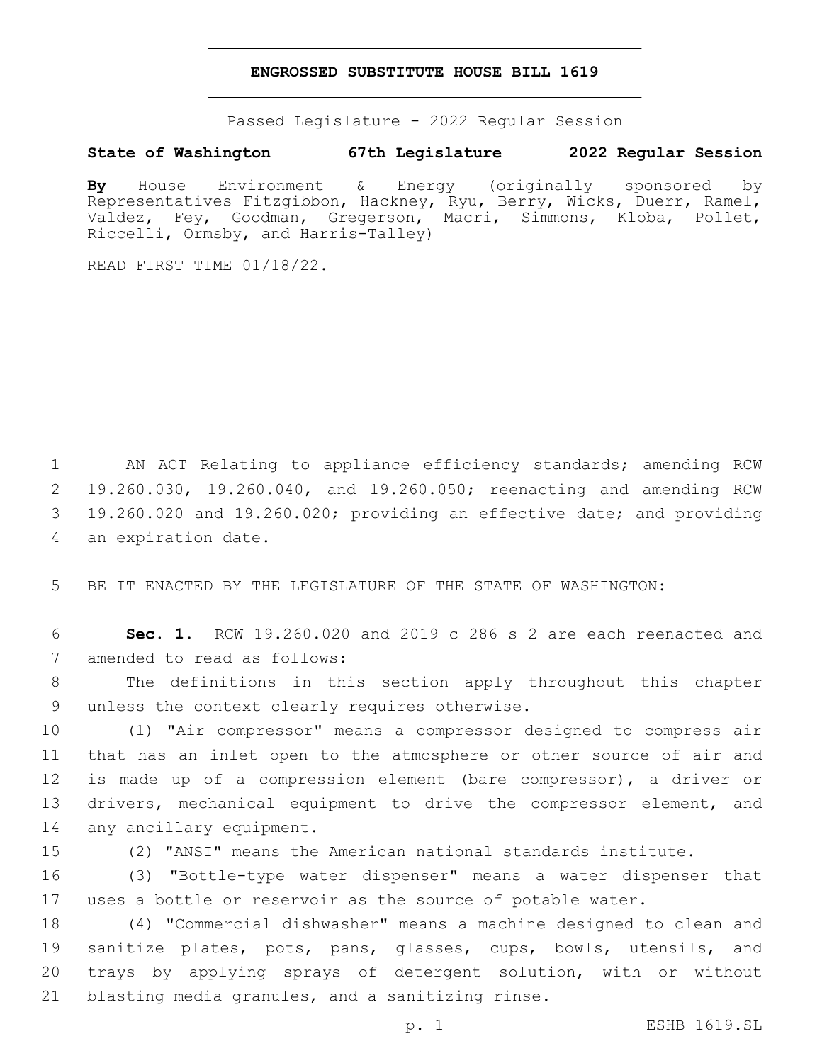# ENGROSSED SUBSTITUTE HOUSE BILL 1619

Passed Legislature - 2022 Regular Session

**State of Washington 67th Legislature 2022 Regular Session**

**By** House Environment & Energy (originally sponsored by Representatives Fitzgibbon, Hackney, Ryu, Berry, Wicks, Duerr, Ramel, Valdez, Fey, Goodman, Gregerson, Macri, Simmons, Kloba, Pollet, Riccelli, Ormsby, and Harris-Talley)

READ FIRST TIME 01/18/22.

AN ACT Relating to appliance efficiency standards; amending RCW 19.260.030, 19.260.040, and 19.260.050; reenacting and amending RCW 19.260.020 and 19.260.020; providing an effective date; and providing an expiration date.

BE IT ENACTED BY THE LEGISLATURE OF THE STATE OF WASHINGTON:

**Sec. 1.** RCW 19.260.020 and 2019 c 286 s 2 are each reenacted and amended to read as follows:

The definitions in this section apply throughout this chapter unless the context clearly requires otherwise.

(1) "Air compressor" means a compressor designed to compress air that has an inlet open to the atmosphere or other source of air and is made up of a compression element (bare compressor), a driver or drivers, mechanical equipment to drive the compressor element, and any ancillary equipment.

(2) "ANSI" means the American national standards institute.

(3) "Bottle-type water dispenser" means a water dispenser that uses a bottle or reservoir as the source of potable water.

(4) "Commercial dishwasher" means a machine designed to clean and sanitize plates, pots, pans, glasses, cups, bowls, utensils, and trays by applying sprays of detergent solution, with or without blasting media granules, and a sanitizing rinse.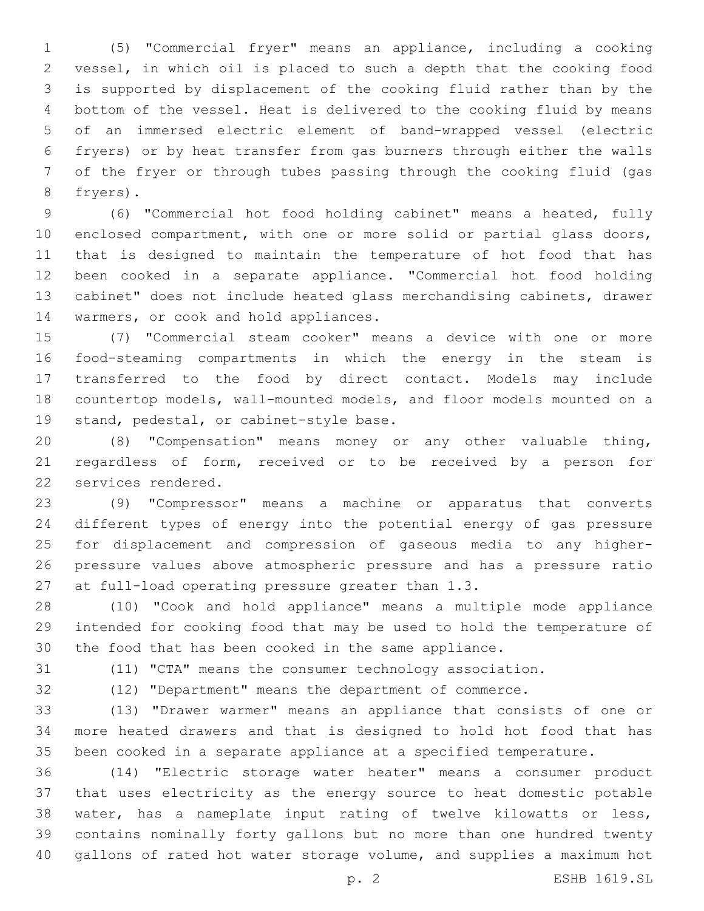(5) "Commercial fryer" means an appliance, including a cooking vessel, in which oil is placed to such a depth that the cooking food is supported by displacement of the cooking fluid rather than by the bottom of the vessel. Heat is delivered to the cooking fluid by means of an immersed electric element of band-wrapped vessel (electric fryers) or by heat transfer from gas burners through either the walls of the fryer or through tubes passing through the cooking fluid (gas fryers).

(6) "Commercial hot food holding cabinet" means a heated, fully enclosed compartment, with one or more solid or partial glass doors, that is designed to maintain the temperature of hot food that has been cooked in a separate appliance. "Commercial hot food holding cabinet" does not include heated glass merchandising cabinets, drawer warmers, or cook and hold appliances.

(7) "Commercial steam cooker" means a device with one or more food-steaming compartments in which the energy in the steam is transferred to the food by direct contact. Models may include countertop models, wall-mounted models, and floor models mounted on a stand, pedestal, or cabinet-style base.

(8) "Compensation" means money or any other valuable thing, regardless of form, received or to be received by a person for services rendered.

(9) "Compressor" means a machine or apparatus that converts different types of energy into the potential energy of gas pressure for displacement and compression of gaseous media to any higher-pressure values above atmospheric pressure and has a pressure ratio at full-load operating pressure greater than 1.3.

(10) "Cook and hold appliance" means a multiple mode appliance intended for cooking food that may be used to hold the temperature of the food that has been cooked in the same appliance.

(11) "CTA" means the consumer technology association.

(12) "Department" means the department of commerce.

(13) "Drawer warmer" means an appliance that consists of one or more heated drawers and that is designed to hold hot food that has been cooked in a separate appliance at a specified temperature.

(14) "Electric storage water heater" means a consumer product that uses electricity as the energy source to heat domestic potable water, has a nameplate input rating of twelve kilowatts or less, contains nominally forty gallons but no more than one hundred twenty gallons of rated hot water storage volume, and supplies a maximum hot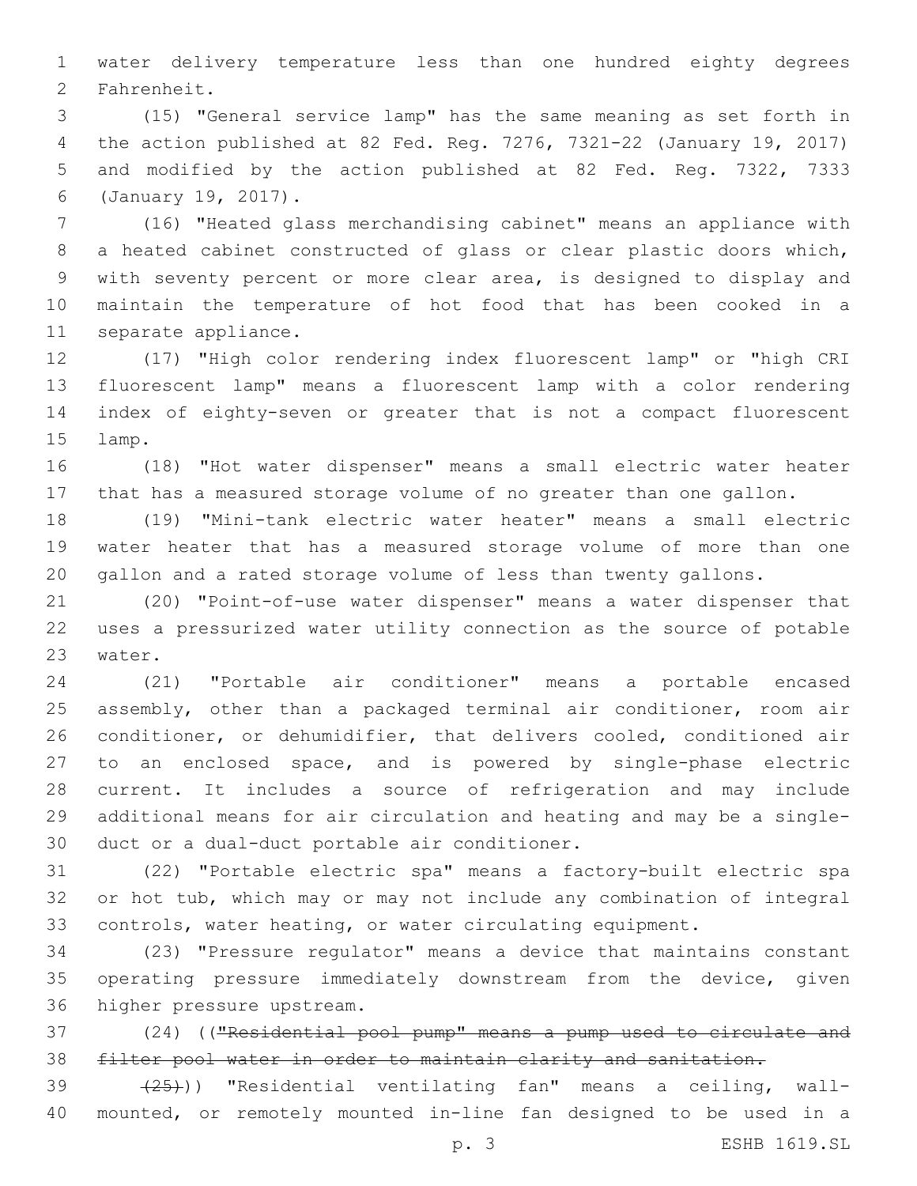water delivery temperature less than one hundred eighty degrees Fahrenheit.

(15) "General service lamp" has the same meaning as set forth in the action published at 82 Fed. Reg. 7276, 7321-22 (January 19, 2017) and modified by the action published at 82 Fed. Reg. 7322, 7333 (January 19, 2017).

(16) "Heated glass merchandising cabinet" means an appliance with a heated cabinet constructed of glass or clear plastic doors which, with seventy percent or more clear area, is designed to display and maintain the temperature of hot food that has been cooked in a separate appliance.

(17) "High color rendering index fluorescent lamp" or "high CRI fluorescent lamp" means a fluorescent lamp with a color rendering index of eighty-seven or greater that is not a compact fluorescent lamp.

(18) "Hot water dispenser" means a small electric water heater that has a measured storage volume of no greater than one gallon.

(19) "Mini-tank electric water heater" means a small electric water heater that has a measured storage volume of more than one gallon and a rated storage volume of less than twenty gallons.

(20) "Point-of-use water dispenser" means a water dispenser that uses a pressurized water utility connection as the source of potable water.

(21) "Portable air conditioner" means a portable encased assembly, other than a packaged terminal air conditioner, room air conditioner, or dehumidifier, that delivers cooled, conditioned air to an enclosed space, and is powered by single-phase electric current. It includes a source of refrigeration and may include additional means for air circulation and heating and may be a single-duct or a dual-duct portable air conditioner.

(22) "Portable electric spa" means a factory-built electric spa or hot tub, which may or may not include any combination of integral controls, water heating, or water circulating equipment.

(23) "Pressure regulator" means a device that maintains constant operating pressure immediately downstream from the device, given higher pressure upstream.

(24) ((~~"Residential pool pump" means a pump used to circulate and filter pool water in order to maintain clarity and sanitation.~~

~~(25)~~)) "Residential ventilating fan" means a ceiling, wall-mounted, or remotely mounted in-line fan designed to be used in a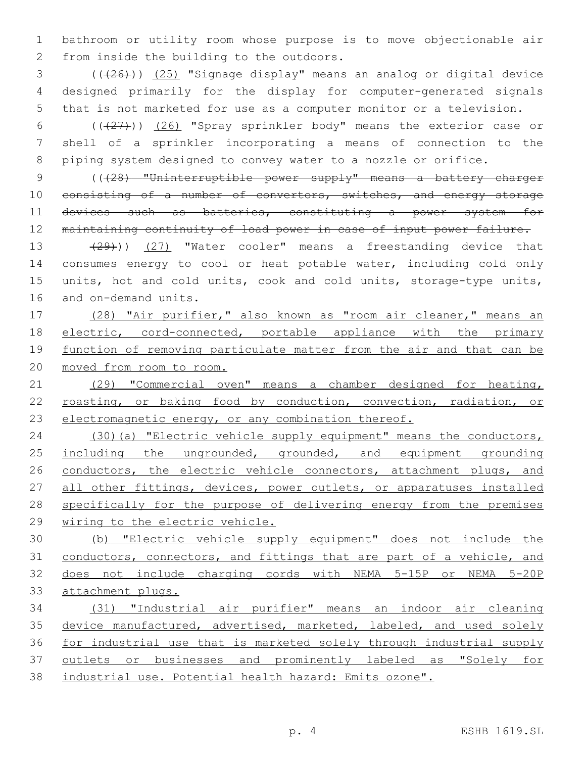bathroom or utility room whose purpose is to move objectionable air from inside the building to the outdoors.

(((26))) (25) "Signage display" means an analog or digital device designed primarily for the display for computer-generated signals that is not marketed for use as a computer monitor or a television.

(((27))) (26) "Spray sprinkler body" means the exterior case or shell of a sprinkler incorporating a means of connection to the piping system designed to convey water to a nozzle or orifice.

(((28) "Uninterruptible power supply" means a battery charger consisting of a number of convertors, switches, and energy storage devices such as batteries, constituting a power system for maintaining continuity of load power in case of input power failure.

(29))) (27) "Water cooler" means a freestanding device that consumes energy to cool or heat potable water, including cold only units, hot and cold units, cook and cold units, storage-type units, and on-demand units.

(28) "Air purifier," also known as "room air cleaner," means an electric, cord-connected, portable appliance with the primary function of removing particulate matter from the air and that can be moved from room to room.

(29) "Commercial oven" means a chamber designed for heating, roasting, or baking food by conduction, convection, radiation, or electromagnetic energy, or any combination thereof.

(30)(a) "Electric vehicle supply equipment" means the conductors, including the ungrounded, grounded, and equipment grounding conductors, the electric vehicle connectors, attachment plugs, and all other fittings, devices, power outlets, or apparatuses installed specifically for the purpose of delivering energy from the premises wiring to the electric vehicle.

(b) "Electric vehicle supply equipment" does not include the conductors, connectors, and fittings that are part of a vehicle, and does not include charging cords with NEMA 5-15P or NEMA 5-20P attachment plugs.

(31) "Industrial air purifier" means an indoor air cleaning device manufactured, advertised, marketed, labeled, and used solely for industrial use that is marketed solely through industrial supply outlets or businesses and prominently labeled as "Solely for industrial use. Potential health hazard: Emits ozone".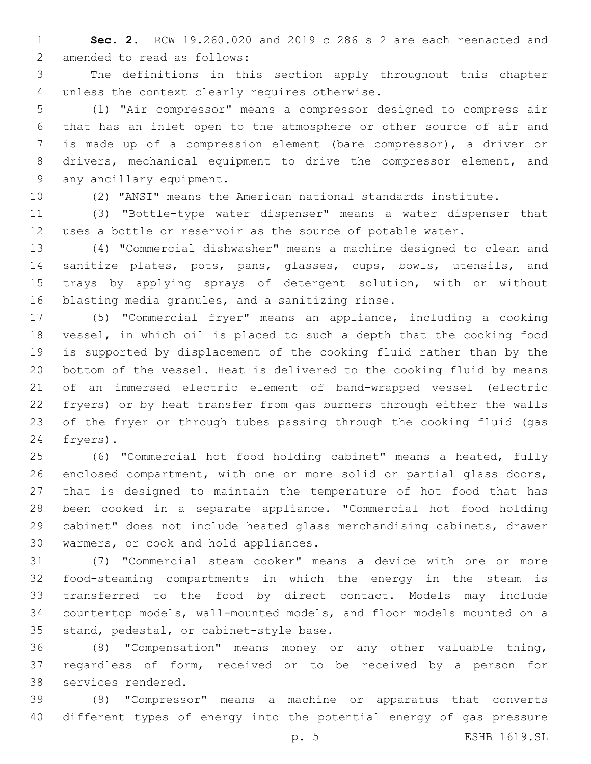**Sec. 2.** RCW 19.260.020 and 2019 c 286 s 2 are each reenacted and amended to read as follows:

The definitions in this section apply throughout this chapter unless the context clearly requires otherwise.

(1) "Air compressor" means a compressor designed to compress air that has an inlet open to the atmosphere or other source of air and is made up of a compression element (bare compressor), a driver or drivers, mechanical equipment to drive the compressor element, and any ancillary equipment.

(2) "ANSI" means the American national standards institute.

(3) "Bottle-type water dispenser" means a water dispenser that uses a bottle or reservoir as the source of potable water.

(4) "Commercial dishwasher" means a machine designed to clean and sanitize plates, pots, pans, glasses, cups, bowls, utensils, and trays by applying sprays of detergent solution, with or without blasting media granules, and a sanitizing rinse.

(5) "Commercial fryer" means an appliance, including a cooking vessel, in which oil is placed to such a depth that the cooking food is supported by displacement of the cooking fluid rather than by the bottom of the vessel. Heat is delivered to the cooking fluid by means of an immersed electric element of band-wrapped vessel (electric fryers) or by heat transfer from gas burners through either the walls of the fryer or through tubes passing through the cooking fluid (gas fryers).

(6) "Commercial hot food holding cabinet" means a heated, fully enclosed compartment, with one or more solid or partial glass doors, that is designed to maintain the temperature of hot food that has been cooked in a separate appliance. "Commercial hot food holding cabinet" does not include heated glass merchandising cabinets, drawer warmers, or cook and hold appliances.

(7) "Commercial steam cooker" means a device with one or more food-steaming compartments in which the energy in the steam is transferred to the food by direct contact. Models may include countertop models, wall-mounted models, and floor models mounted on a stand, pedestal, or cabinet-style base.

(8) "Compensation" means money or any other valuable thing, regardless of form, received or to be received by a person for services rendered.

(9) "Compressor" means a machine or apparatus that converts different types of energy into the potential energy of gas pressure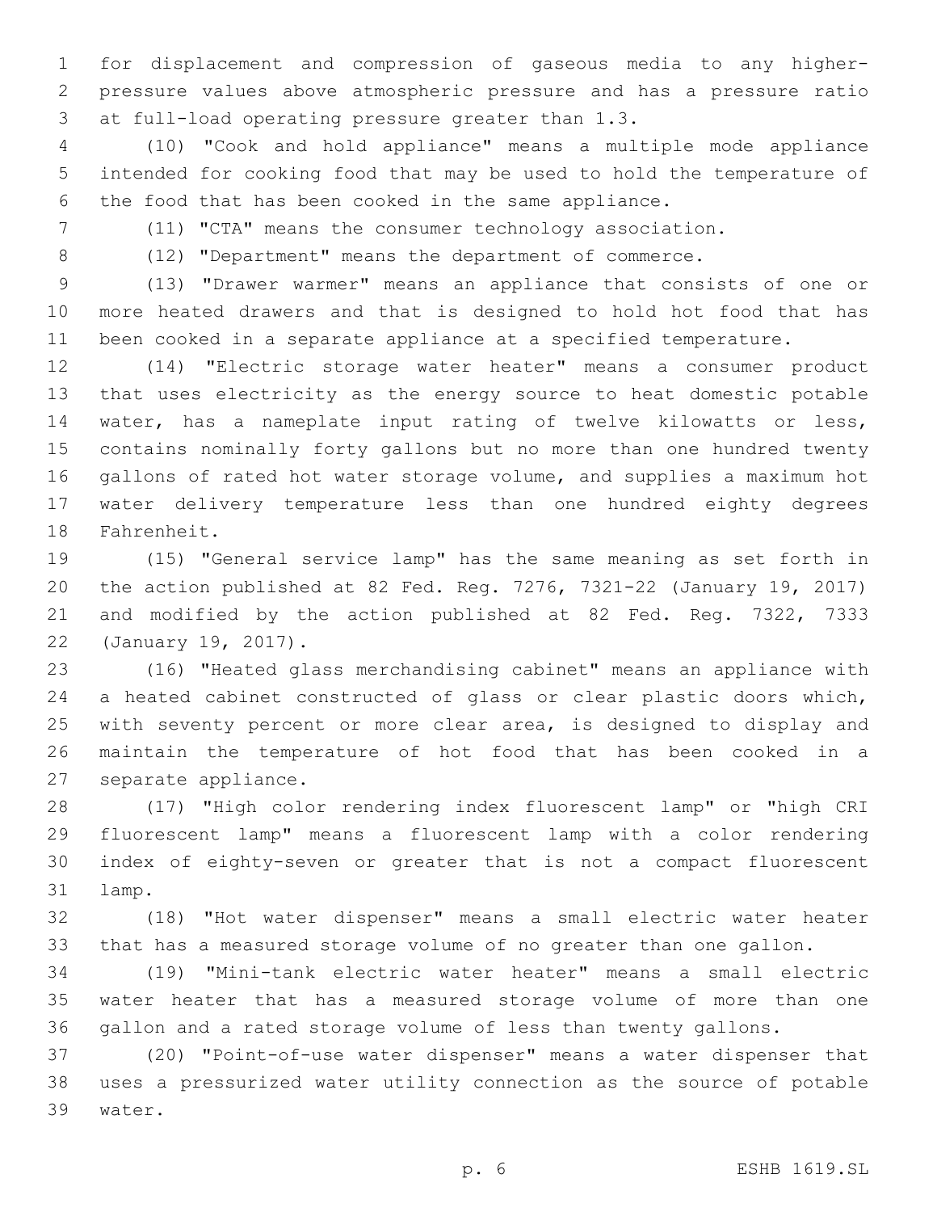for displacement and compression of gaseous media to any higher-pressure values above atmospheric pressure and has a pressure ratio at full-load operating pressure greater than 1.3.

(10) "Cook and hold appliance" means a multiple mode appliance intended for cooking food that may be used to hold the temperature of the food that has been cooked in the same appliance.

(11) "CTA" means the consumer technology association.

(12) "Department" means the department of commerce.

(13) "Drawer warmer" means an appliance that consists of one or more heated drawers and that is designed to hold hot food that has been cooked in a separate appliance at a specified temperature.

(14) "Electric storage water heater" means a consumer product that uses electricity as the energy source to heat domestic potable water, has a nameplate input rating of twelve kilowatts or less, contains nominally forty gallons but no more than one hundred twenty gallons of rated hot water storage volume, and supplies a maximum hot water delivery temperature less than one hundred eighty degrees Fahrenheit.

(15) "General service lamp" has the same meaning as set forth in the action published at 82 Fed. Reg. 7276, 7321-22 (January 19, 2017) and modified by the action published at 82 Fed. Reg. 7322, 7333 (January 19, 2017).

(16) "Heated glass merchandising cabinet" means an appliance with a heated cabinet constructed of glass or clear plastic doors which, with seventy percent or more clear area, is designed to display and maintain the temperature of hot food that has been cooked in a separate appliance.

(17) "High color rendering index fluorescent lamp" or "high CRI fluorescent lamp" means a fluorescent lamp with a color rendering index of eighty-seven or greater that is not a compact fluorescent lamp.

(18) "Hot water dispenser" means a small electric water heater that has a measured storage volume of no greater than one gallon.

(19) "Mini-tank electric water heater" means a small electric water heater that has a measured storage volume of more than one gallon and a rated storage volume of less than twenty gallons.

(20) "Point-of-use water dispenser" means a water dispenser that uses a pressurized water utility connection as the source of potable water.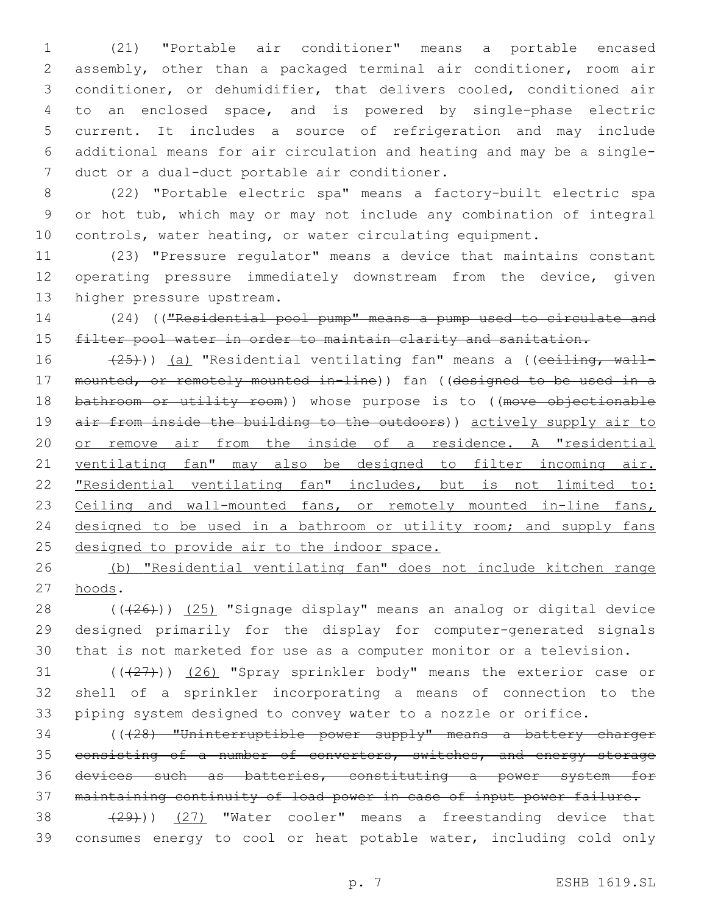(21) "Portable air conditioner" means a portable encased assembly, other than a packaged terminal air conditioner, room air conditioner, or dehumidifier, that delivers cooled, conditioned air to an enclosed space, and is powered by single-phase electric current. It includes a source of refrigeration and may include additional means for air circulation and heating and may be a single-duct or a dual-duct portable air conditioner.

(22) "Portable electric spa" means a factory-built electric spa or hot tub, which may or may not include any combination of integral controls, water heating, or water circulating equipment.

(23) "Pressure regulator" means a device that maintains constant operating pressure immediately downstream from the device, given higher pressure upstream.

(24) ((~~"Residential pool pump" means a pump used to circulate and filter pool water in order to maintain clarity and sanitation.~~

~~(25)~~)) (a) "Residential ventilating fan" means a ((~~ceiling, wall-mounted, or remotely mounted in-line~~)) fan ((~~designed to be used in a bathroom or utility room~~)) whose purpose is to ((~~move objectionable air from inside the building to the outdoors~~)) actively supply air to or remove air from the inside of a residence. A "residential ventilating fan" may also be designed to filter incoming air. "Residential ventilating fan" includes, but is not limited to: Ceiling and wall-mounted fans, or remotely mounted in-line fans, designed to be used in a bathroom or utility room; and supply fans designed to provide air to the indoor space.

(b) "Residential ventilating fan" does not include kitchen range hoods.

((~~(26)~~)) (25) "Signage display" means an analog or digital device designed primarily for the display for computer-generated signals that is not marketed for use as a computer monitor or a television.

((~~(27)~~)) (26) "Spray sprinkler body" means the exterior case or shell of a sprinkler incorporating a means of connection to the piping system designed to convey water to a nozzle or orifice.

((~~(28) "Uninterruptible power supply" means a battery charger consisting of a number of convertors, switches, and energy storage devices such as batteries, constituting a power system for maintaining continuity of load power in case of input power failure.~~

~~(29)~~)) (27) "Water cooler" means a freestanding device that consumes energy to cool or heat potable water, including cold only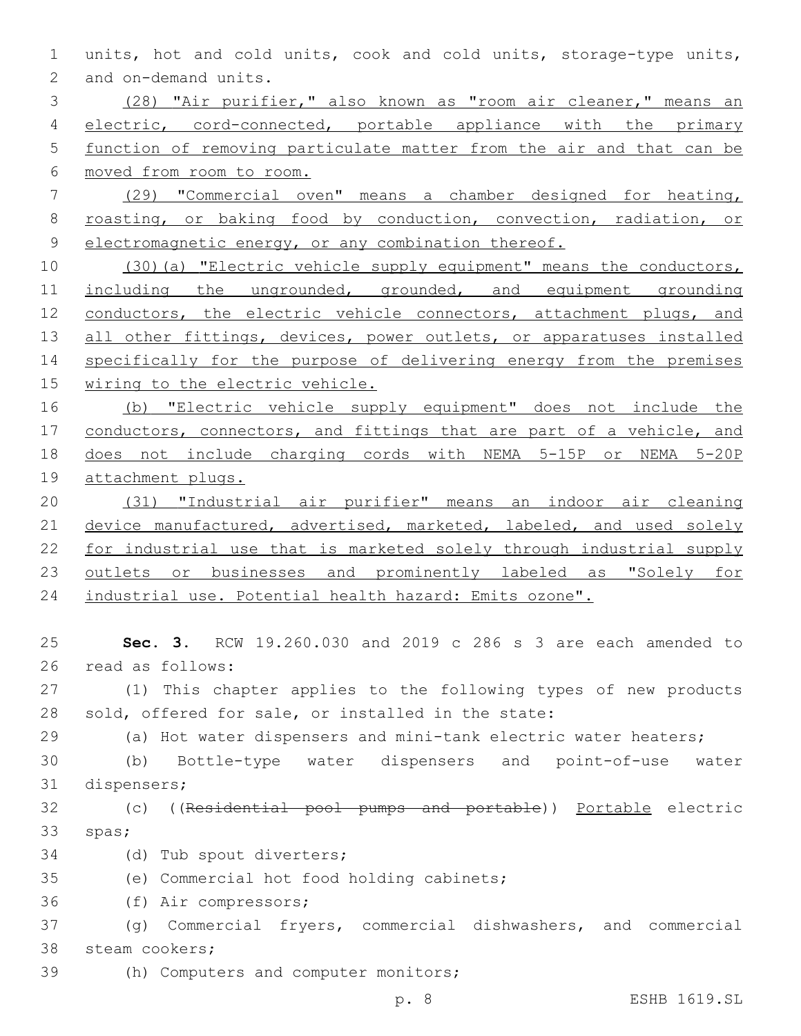units, hot and cold units, cook and cold units, storage-type units, and on-demand units.

(28) "Air purifier," also known as "room air cleaner," means an electric, cord-connected, portable appliance with the primary function of removing particulate matter from the air and that can be moved from room to room.

(29) "Commercial oven" means a chamber designed for heating, roasting, or baking food by conduction, convection, radiation, or electromagnetic energy, or any combination thereof.

(30)(a) "Electric vehicle supply equipment" means the conductors, including the ungrounded, grounded, and equipment grounding conductors, the electric vehicle connectors, attachment plugs, and all other fittings, devices, power outlets, or apparatuses installed specifically for the purpose of delivering energy from the premises wiring to the electric vehicle.

(b) "Electric vehicle supply equipment" does not include the conductors, connectors, and fittings that are part of a vehicle, and does not include charging cords with NEMA 5-15P or NEMA 5-20P attachment plugs.

(31) "Industrial air purifier" means an indoor air cleaning device manufactured, advertised, marketed, labeled, and used solely for industrial use that is marketed solely through industrial supply outlets or businesses and prominently labeled as "Solely for industrial use. Potential health hazard: Emits ozone".

**Sec. 3.** RCW 19.260.030 and 2019 c 286 s 3 are each amended to read as follows:

(1) This chapter applies to the following types of new products sold, offered for sale, or installed in the state:

(a) Hot water dispensers and mini-tank electric water heaters;

(b) Bottle-type water dispensers and point-of-use water dispensers;

(c) ((~~Residential pool pumps and portable~~)) Portable electric spas;

(d) Tub spout diverters;

(e) Commercial hot food holding cabinets;

(f) Air compressors;

(g) Commercial fryers, commercial dishwashers, and commercial steam cookers;

(h) Computers and computer monitors;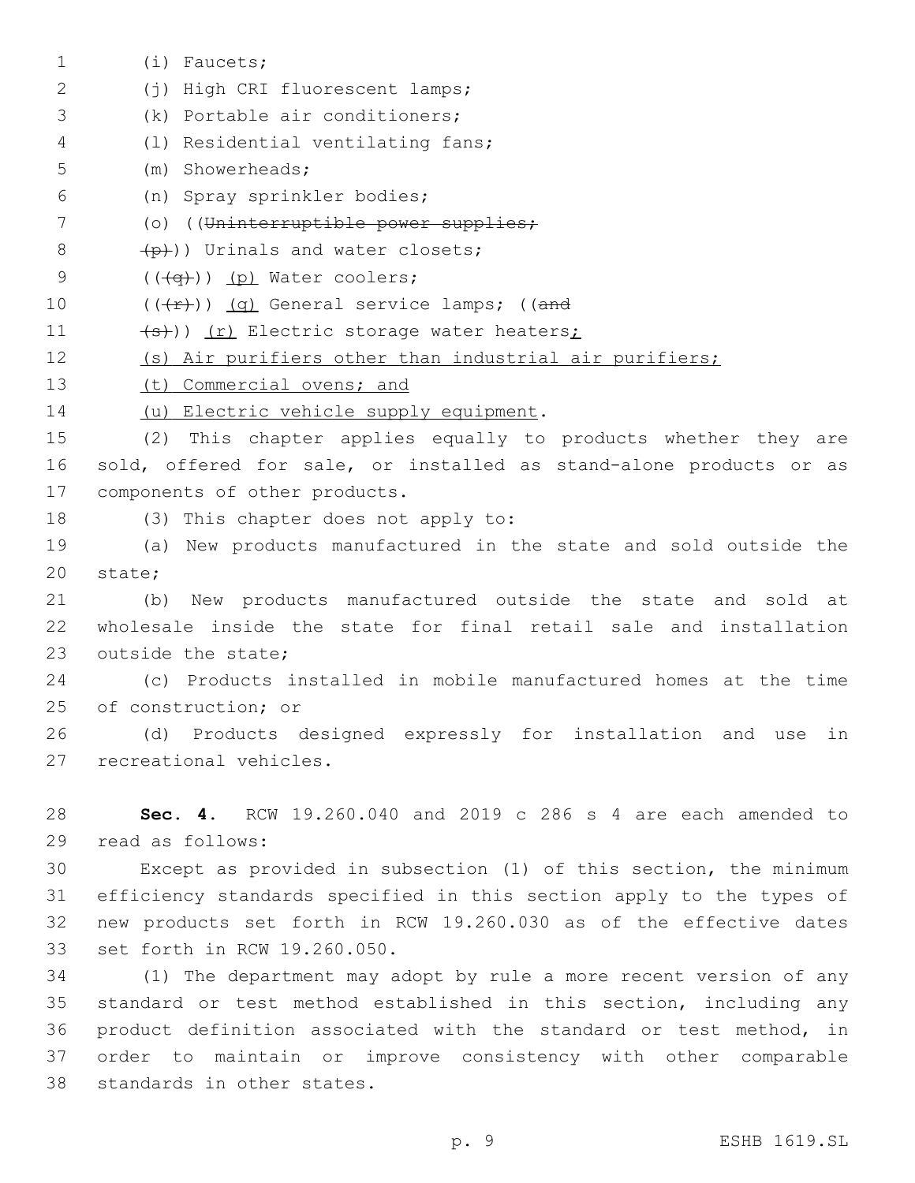(i) Faucets;

(j) High CRI fluorescent lamps;

(k) Portable air conditioners;

(l) Residential ventilating fans;

(m) Showerheads;

(n) Spray sprinkler bodies;

(o) ((~~Uninterruptible power supplies;~~

~~(p)~~)) Urinals and water closets;

((~~(q)~~)) <u>(p)</u> Water coolers;

((~~(r)~~)) <u>(q)</u> General service lamps; ((~~and~~

~~(s)~~)) <u>(r)</u> Electric storage water heaters<u>;</u>

<u>(s) Air purifiers other than industrial air purifiers;</u>

<u>(t) Commercial ovens; and</u>

<u>(u) Electric vehicle supply equipment</u>.

(2) This chapter applies equally to products whether they are sold, offered for sale, or installed as stand-alone products or as components of other products.

(3) This chapter does not apply to:

(a) New products manufactured in the state and sold outside the state;

(b) New products manufactured outside the state and sold at wholesale inside the state for final retail sale and installation outside the state;

(c) Products installed in mobile manufactured homes at the time of construction; or

(d) Products designed expressly for installation and use in recreational vehicles.

**Sec. 4.** RCW 19.260.040 and 2019 c 286 s 4 are each amended to read as follows:

Except as provided in subsection (1) of this section, the minimum efficiency standards specified in this section apply to the types of new products set forth in RCW 19.260.030 as of the effective dates set forth in RCW 19.260.050.

(1) The department may adopt by rule a more recent version of any standard or test method established in this section, including any product definition associated with the standard or test method, in order to maintain or improve consistency with other comparable standards in other states.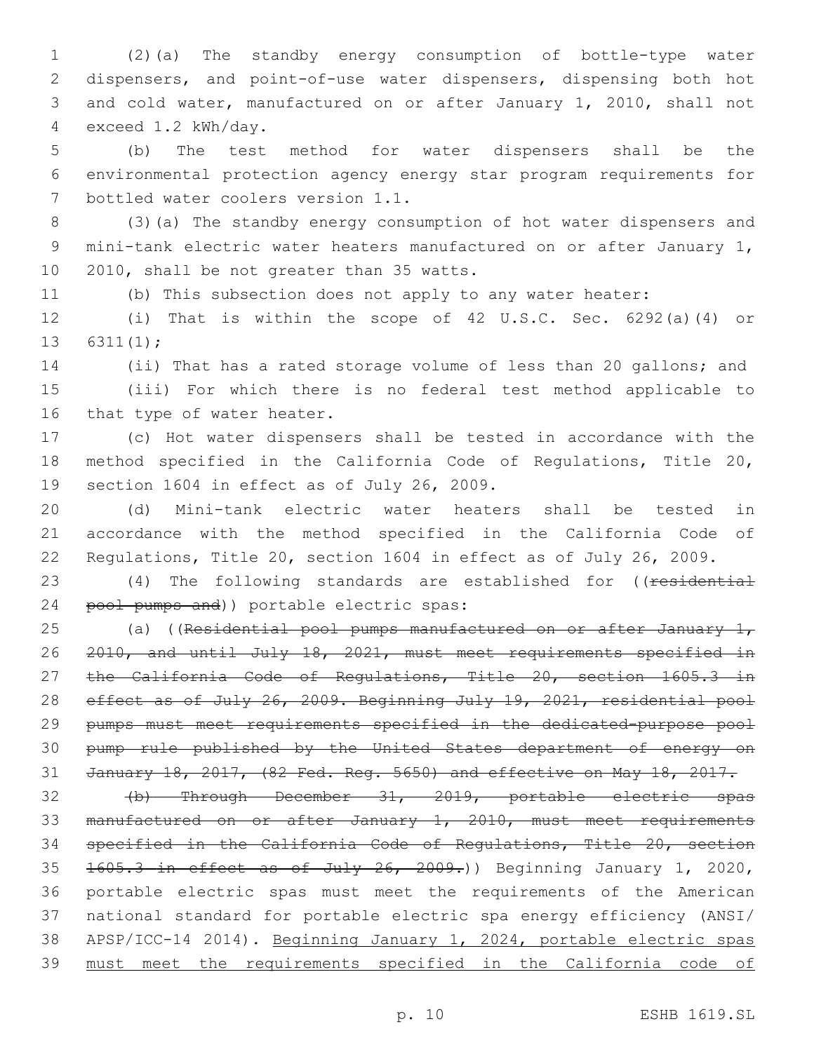(2)(a) The standby energy consumption of bottle-type water dispensers, and point-of-use water dispensers, dispensing both hot and cold water, manufactured on or after January 1, 2010, shall not exceed 1.2 kWh/day.

(b) The test method for water dispensers shall be the environmental protection agency energy star program requirements for bottled water coolers version 1.1.

(3)(a) The standby energy consumption of hot water dispensers and mini-tank electric water heaters manufactured on or after January 1, 2010, shall be not greater than 35 watts.

(b) This subsection does not apply to any water heater:

(i) That is within the scope of 42 U.S.C. Sec. 6292(a)(4) or 6311(1);

(ii) That has a rated storage volume of less than 20 gallons; and

(iii) For which there is no federal test method applicable to that type of water heater.

(c) Hot water dispensers shall be tested in accordance with the method specified in the California Code of Regulations, Title 20, section 1604 in effect as of July 26, 2009.

(d) Mini-tank electric water heaters shall be tested in accordance with the method specified in the California Code of Regulations, Title 20, section 1604 in effect as of July 26, 2009.

(4) The following standards are established for ((~~residential pool pumps and~~)) portable electric spas:

(a) ((~~Residential pool pumps manufactured on or after January 1, 2010, and until July 18, 2021, must meet requirements specified in the California Code of Regulations, Title 20, section 1605.3 in effect as of July 26, 2009. Beginning July 19, 2021, residential pool pumps must meet requirements specified in the dedicated-purpose pool pump rule published by the United States department of energy on January 18, 2017, (82 Fed. Reg. 5650) and effective on May 18, 2017.~~

~~(b) Through December 31, 2019, portable electric spas manufactured on or after January 1, 2010, must meet requirements specified in the California Code of Regulations, Title 20, section 1605.3 in effect as of July 26, 2009.~~)) Beginning January 1, 2020, portable electric spas must meet the requirements of the American national standard for portable electric spa energy efficiency (ANSI/APSP/ICC-14 2014). <u>Beginning January 1, 2024, portable electric spas must meet the requirements specified in the California code of</u>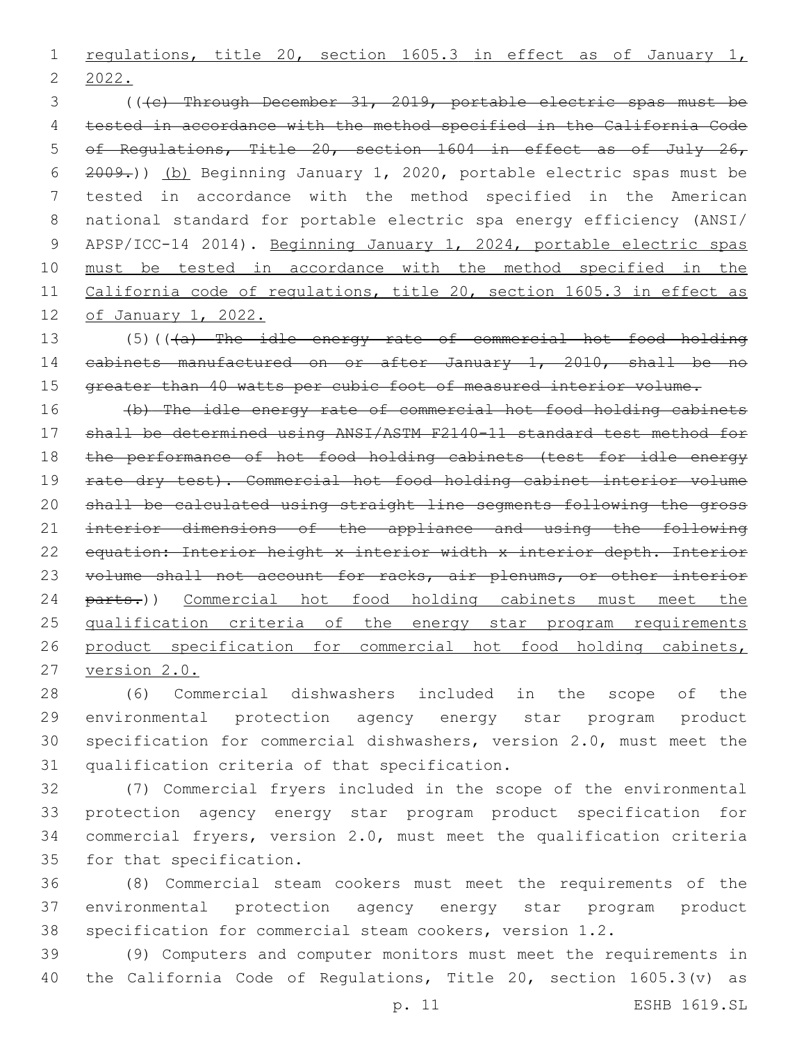regulations, title 20, section 1605.3 in effect as of January 1, 2022.

((~~(c) Through December 31, 2019, portable electric spas must be tested in accordance with the method specified in the California Code of Regulations, Title 20, section 1604 in effect as of July 26, 2009.~~)) (b) Beginning January 1, 2020, portable electric spas must be tested in accordance with the method specified in the American national standard for portable electric spa energy efficiency (ANSI/APSP/ICC-14 2014). Beginning January 1, 2024, portable electric spas must be tested in accordance with the method specified in the California code of regulations, title 20, section 1605.3 in effect as of January 1, 2022.

(5)((~~(a) The idle energy rate of commercial hot food holding cabinets manufactured on or after January 1, 2010, shall be no greater than 40 watts per cubic foot of measured interior volume.~~

~~(b) The idle energy rate of commercial hot food holding cabinets shall be determined using ANSI/ASTM F2140-11 standard test method for the performance of hot food holding cabinets (test for idle energy rate dry test). Commercial hot food holding cabinet interior volume shall be calculated using straight line segments following the gross interior dimensions of the appliance and using the following equation: Interior height x interior width x interior depth. Interior volume shall not account for racks, air plenums, or other interior parts.~~)) Commercial hot food holding cabinets must meet the qualification criteria of the energy star program requirements product specification for commercial hot food holding cabinets, version 2.0.

(6) Commercial dishwashers included in the scope of the environmental protection agency energy star program product specification for commercial dishwashers, version 2.0, must meet the qualification criteria of that specification.

(7) Commercial fryers included in the scope of the environmental protection agency energy star program product specification for commercial fryers, version 2.0, must meet the qualification criteria for that specification.

(8) Commercial steam cookers must meet the requirements of the environmental protection agency energy star program product specification for commercial steam cookers, version 1.2.

(9) Computers and computer monitors must meet the requirements in the California Code of Regulations, Title 20, section 1605.3(v) as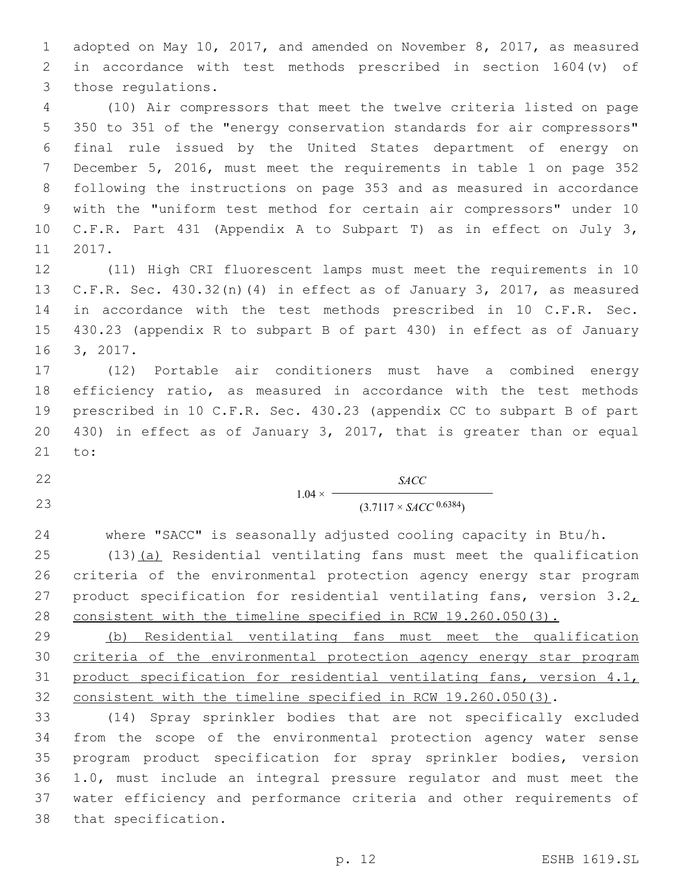adopted on May 10, 2017, and amended on November 8, 2017, as measured in accordance with test methods prescribed in section 1604(v) of those regulations.

(10) Air compressors that meet the twelve criteria listed on page 350 to 351 of the "energy conservation standards for air compressors" final rule issued by the United States department of energy on December 5, 2016, must meet the requirements in table 1 on page 352 following the instructions on page 353 and as measured in accordance with the "uniform test method for certain air compressors" under 10 C.F.R. Part 431 (Appendix A to Subpart T) as in effect on July 3, 2017.

(11) High CRI fluorescent lamps must meet the requirements in 10 C.F.R. Sec. 430.32(n)(4) in effect as of January 3, 2017, as measured in accordance with the test methods prescribed in 10 C.F.R. Sec. 430.23 (appendix R to subpart B of part 430) in effect as of January 3, 2017.

(12) Portable air conditioners must have a combined energy efficiency ratio, as measured in accordance with the test methods prescribed in 10 C.F.R. Sec. 430.23 (appendix CC to subpart B of part 430) in effect as of January 3, 2017, that is greater than or equal to:

$$1.04 \times \frac{SACC}{(3.7117 \times SACC^{0.6384})}$$

where "SACC" is seasonally adjusted cooling capacity in Btu/h.

(13)(a) Residential ventilating fans must meet the qualification criteria of the environmental protection agency energy star program product specification for residential ventilating fans, version 3.2, consistent with the timeline specified in RCW 19.260.050(3).

(b) Residential ventilating fans must meet the qualification criteria of the environmental protection agency energy star program product specification for residential ventilating fans, version 4.1, consistent with the timeline specified in RCW 19.260.050(3).

(14) Spray sprinkler bodies that are not specifically excluded from the scope of the environmental protection agency water sense program product specification for spray sprinkler bodies, version 1.0, must include an integral pressure regulator and must meet the water efficiency and performance criteria and other requirements of that specification.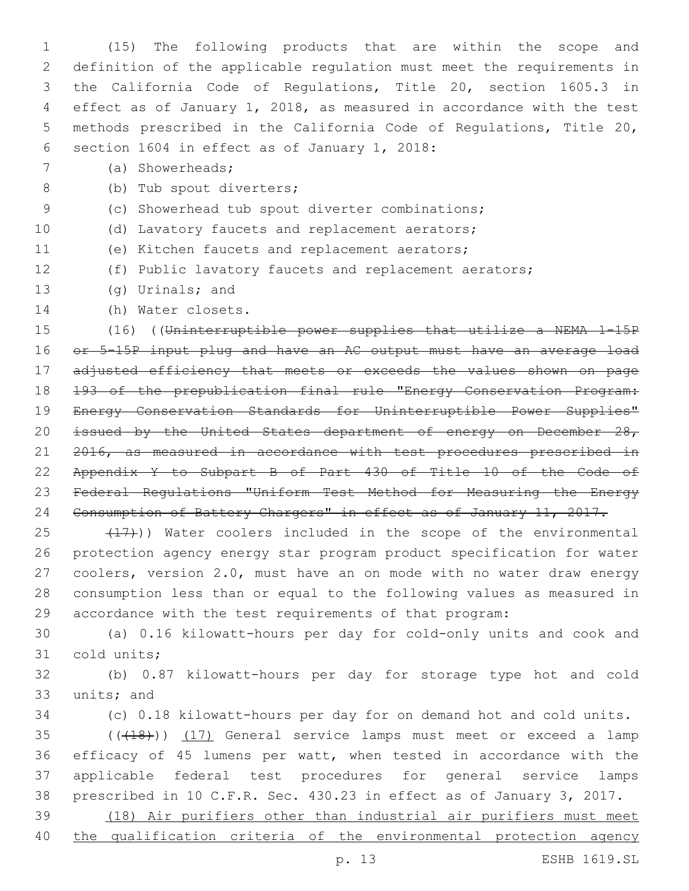(15) The following products that are within the scope and definition of the applicable regulation must meet the requirements in the California Code of Regulations, Title 20, section 1605.3 in effect as of January 1, 2018, as measured in accordance with the test methods prescribed in the California Code of Regulations, Title 20, section 1604 in effect as of January 1, 2018:

(a) Showerheads;

(b) Tub spout diverters;

(c) Showerhead tub spout diverter combinations;

(d) Lavatory faucets and replacement aerators;

(e) Kitchen faucets and replacement aerators;

(f) Public lavatory faucets and replacement aerators;

(g) Urinals; and

(h) Water closets.

(16) ((~~Uninterruptible power supplies that utilize a NEMA 1-15P or 5-15P input plug and have an AC output must have an average load adjusted efficiency that meets or exceeds the values shown on page 193 of the prepublication final rule "Energy Conservation Program: Energy Conservation Standards for Uninterruptible Power Supplies" issued by the United States department of energy on December 28, 2016, as measured in accordance with test procedures prescribed in Appendix Y to Subpart B of Part 430 of Title 10 of the Code of Federal Regulations "Uniform Test Method for Measuring the Energy Consumption of Battery Chargers" in effect as of January 11, 2017.~~

~~(17)~~)) Water coolers included in the scope of the environmental protection agency energy star program product specification for water coolers, version 2.0, must have an on mode with no water draw energy consumption less than or equal to the following values as measured in accordance with the test requirements of that program:

(a) 0.16 kilowatt-hours per day for cold-only units and cook and cold units;

(b) 0.87 kilowatt-hours per day for storage type hot and cold units; and

(c) 0.18 kilowatt-hours per day for on demand hot and cold units.

((~~(18)~~)) <u>(17)</u> General service lamps must meet or exceed a lamp efficacy of 45 lumens per watt, when tested in accordance with the applicable federal test procedures for general service lamps prescribed in 10 C.F.R. Sec. 430.23 in effect as of January 3, 2017.

<u>(18) Air purifiers other than industrial air purifiers must meet the qualification criteria of the environmental protection agency</u>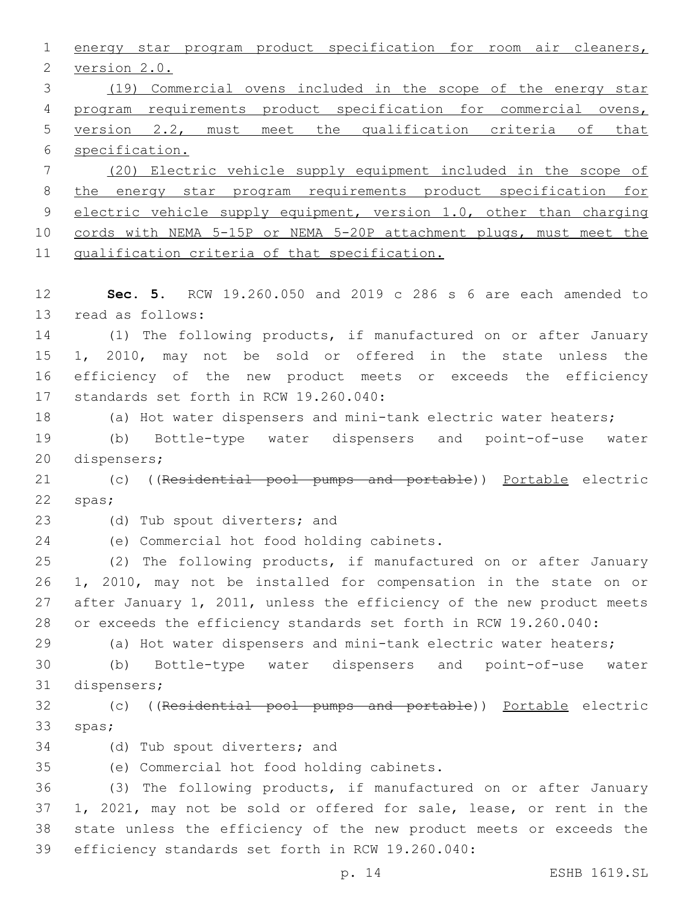energy star program product specification for room air cleaners, version 2.0.

(19) Commercial ovens included in the scope of the energy star program requirements product specification for commercial ovens, version 2.2, must meet the qualification criteria of that specification.

(20) Electric vehicle supply equipment included in the scope of the energy star program requirements product specification for electric vehicle supply equipment, version 1.0, other than charging cords with NEMA 5-15P or NEMA 5-20P attachment plugs, must meet the qualification criteria of that specification.

**Sec. 5.** RCW 19.260.050 and 2019 c 286 s 6 are each amended to read as follows:

(1) The following products, if manufactured on or after January 1, 2010, may not be sold or offered in the state unless the efficiency of the new product meets or exceeds the efficiency standards set forth in RCW 19.260.040:

(a) Hot water dispensers and mini-tank electric water heaters;

(b) Bottle-type water dispensers and point-of-use water dispensers;

(c) ((~~Residential pool pumps and portable~~)) Portable electric spas;

(d) Tub spout diverters; and

(e) Commercial hot food holding cabinets.

(2) The following products, if manufactured on or after January 1, 2010, may not be installed for compensation in the state on or after January 1, 2011, unless the efficiency of the new product meets or exceeds the efficiency standards set forth in RCW 19.260.040:

(a) Hot water dispensers and mini-tank electric water heaters;

(b) Bottle-type water dispensers and point-of-use water dispensers;

(c) ((~~Residential pool pumps and portable~~)) Portable electric spas;

(d) Tub spout diverters; and

(e) Commercial hot food holding cabinets.

(3) The following products, if manufactured on or after January 1, 2021, may not be sold or offered for sale, lease, or rent in the state unless the efficiency of the new product meets or exceeds the efficiency standards set forth in RCW 19.260.040: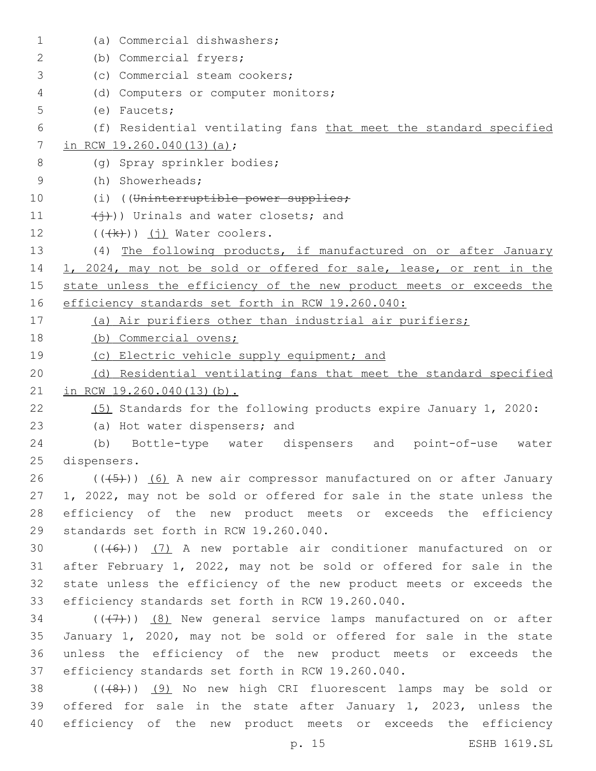(a) Commercial dishwashers;

(b) Commercial fryers;

(c) Commercial steam cookers;

(d) Computers or computer monitors;

(e) Faucets;

(f) Residential ventilating fans that meet the standard specified in RCW 19.260.040(13)(a);

(g) Spray sprinkler bodies;

(h) Showerheads;

(i) ((Uninterruptible power supplies;

(j))) Urinals and water closets; and

(((k))) (j) Water coolers.

(4) The following products, if manufactured on or after January 1, 2024, may not be sold or offered for sale, lease, or rent in the state unless the efficiency of the new product meets or exceeds the efficiency standards set forth in RCW 19.260.040:

(a) Air purifiers other than industrial air purifiers;

(b) Commercial ovens;

(c) Electric vehicle supply equipment; and

(d) Residential ventilating fans that meet the standard specified in RCW 19.260.040(13)(b).

(5) Standards for the following products expire January 1, 2020:

(a) Hot water dispensers; and

(b) Bottle-type water dispensers and point-of-use water dispensers.

(((5))) (6) A new air compressor manufactured on or after January 1, 2022, may not be sold or offered for sale in the state unless the efficiency of the new product meets or exceeds the efficiency standards set forth in RCW 19.260.040.

(((6))) (7) A new portable air conditioner manufactured on or after February 1, 2022, may not be sold or offered for sale in the state unless the efficiency of the new product meets or exceeds the efficiency standards set forth in RCW 19.260.040.

(((7))) (8) New general service lamps manufactured on or after January 1, 2020, may not be sold or offered for sale in the state unless the efficiency of the new product meets or exceeds the efficiency standards set forth in RCW 19.260.040.

(((8))) (9) No new high CRI fluorescent lamps may be sold or offered for sale in the state after January 1, 2023, unless the efficiency of the new product meets or exceeds the efficiency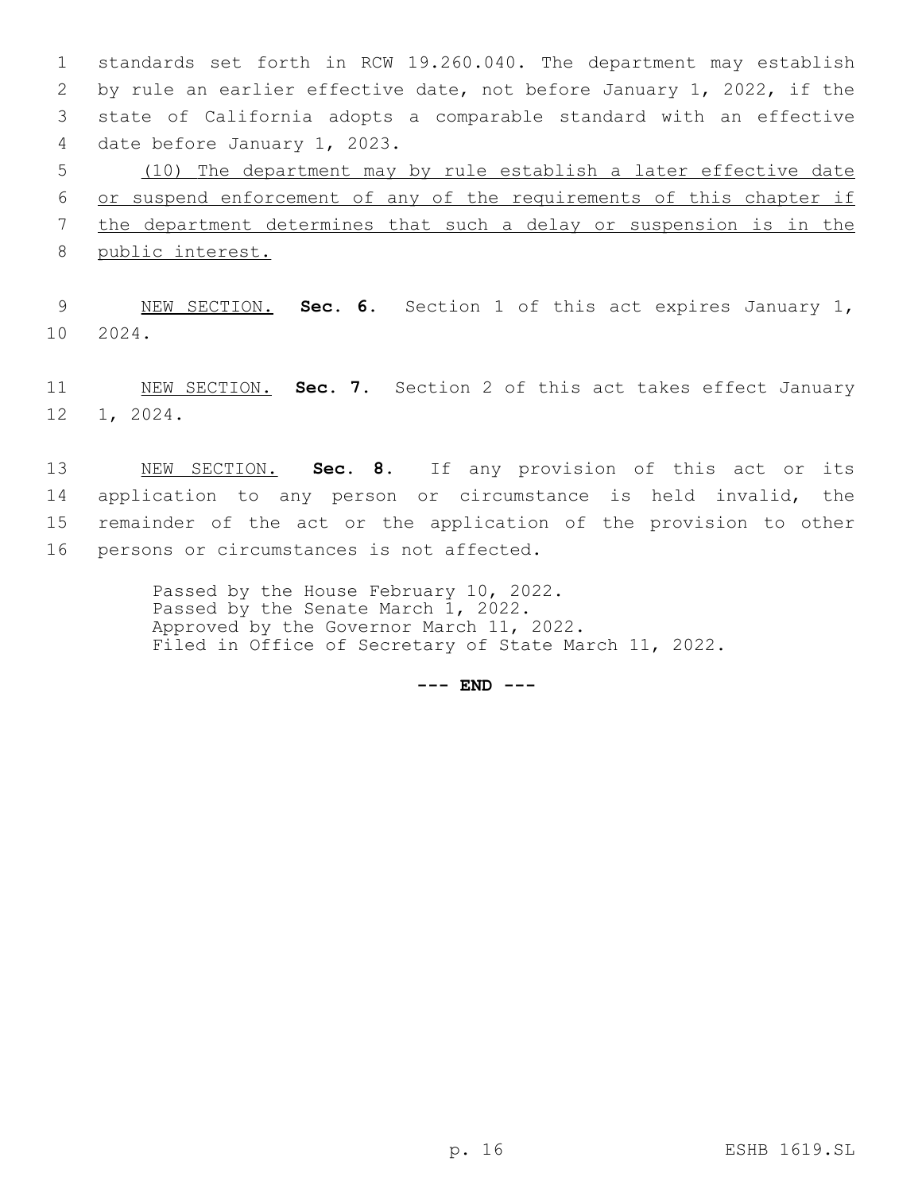standards set forth in RCW 19.260.040. The department may establish by rule an earlier effective date, not before January 1, 2022, if the state of California adopts a comparable standard with an effective date before January 1, 2023.

(10) The department may by rule establish a later effective date or suspend enforcement of any of the requirements of this chapter if the department determines that such a delay or suspension is in the public interest.

NEW SECTION. **Sec. 6.** Section 1 of this act expires January 1, 2024.

NEW SECTION. **Sec. 7.** Section 2 of this act takes effect January 1, 2024.

NEW SECTION. **Sec. 8.** If any provision of this act or its application to any person or circumstance is held invalid, the remainder of the act or the application of the provision to other persons or circumstances is not affected.

Passed by the House February 10, 2022.
Passed by the Senate March 1, 2022.
Approved by the Governor March 11, 2022.
Filed in Office of Secretary of State March 11, 2022.

**--- END ---**